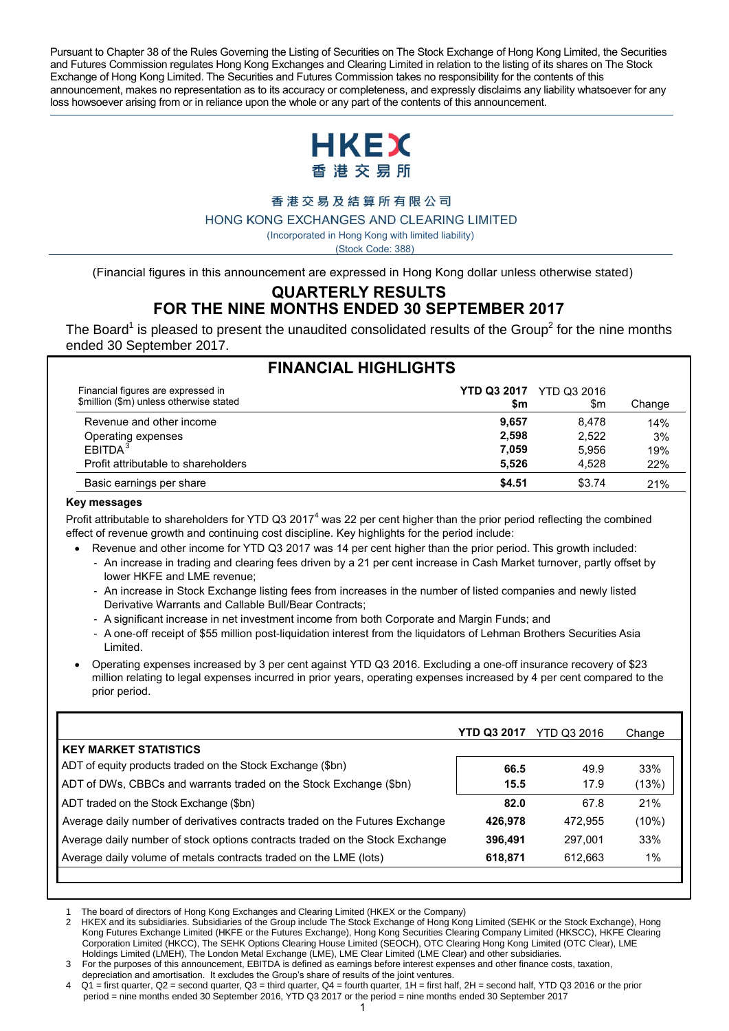Pursuant to Chapter 38 of the Rules Governing the Listing of Securities on The Stock Exchange of Hong Kong Limited, the Securities and Futures Commission regulates Hong Kong Exchanges and Clearing Limited in relation to the listing of its shares on The Stock Exchange of Hong Kong Limited. The Securities and Futures Commission takes no responsibility for the contents of this announcement, makes no representation as to its accuracy or completeness, and expressly disclaims any liability whatsoever for any loss howsoever arising from or in reliance upon the whole or any part of the contents of this announcement.

HKEX
香港交易所

香港交易及結算所有限公司
HONG KONG EXCHANGES AND CLEARING LIMITED
(Incorporated in Hong Kong with limited liability)
(Stock Code: 388)

(Financial figures in this announcement are expressed in Hong Kong dollar unless otherwise stated)

# QUARTERLY RESULTS FOR THE NINE MONTHS ENDED 30 SEPTEMBER 2017

The Board[1] is pleased to present the unaudited consolidated results of the Group[2] for the nine months ended 30 September 2017.

## FINANCIAL HIGHLIGHTS

| Financial figures are expressed in $million ($m) unless otherwise stated | **YTD Q3 2017 $m** | YTD Q3 2016 $m | Change |
|---|---|---|---|
| Revenue and other income | **9,657** | 8,478 | 14% |
| Operating expenses | **2,598** | 2,522 | 3% |
| EBITDA[3] | **7,059** | 5,956 | 19% |
| Profit attributable to shareholders | **5,526** | 4,528 | 22% |
| Basic earnings per share | **$4.51** | $3.74 | 21% |

**Key messages**

Profit attributable to shareholders for YTD Q3 2017[4] was 22 per cent higher than the prior period reflecting the combined effect of revenue growth and continuing cost discipline. Key highlights for the period include:

- Revenue and other income for YTD Q3 2017 was 14 per cent higher than the prior period. This growth included:
  - An increase in trading and clearing fees driven by a 21 per cent increase in Cash Market turnover, partly offset by lower HKFE and LME revenue;
  - An increase in Stock Exchange listing fees from increases in the number of listed companies and newly listed Derivative Warrants and Callable Bull/Bear Contracts;
  - A significant increase in net investment income from both Corporate and Margin Funds; and
  - A one-off receipt of $55 million post-liquidation interest from the liquidators of Lehman Brothers Securities Asia Limited.
- Operating expenses increased by 3 per cent against YTD Q3 2016. Excluding a one-off insurance recovery of $23 million relating to legal expenses incurred in prior years, operating expenses increased by 4 per cent compared to the prior period.

| | **YTD Q3 2017** | YTD Q3 2016 | Change |
|---|---|---|---|
| **KEY MARKET STATISTICS** | | | |
| ADT of equity products traded on the Stock Exchange ($bn) | **66.5** | 49.9 | 33% |
| ADT of DWs, CBBCs and warrants traded on the Stock Exchange ($bn) | **15.5** | 17.9 | (13%) |
| ADT traded on the Stock Exchange ($bn) | **82.0** | 67.8 | 21% |
| Average daily number of derivatives contracts traded on the Futures Exchange | **426,978** | 472,955 | (10%) |
| Average daily number of stock options contracts traded on the Stock Exchange | **396,491** | 297,001 | 33% |
| Average daily volume of metals contracts traded on the LME (lots) | **618,871** | 612,663 | 1% |

1 The board of directors of Hong Kong Exchanges and Clearing Limited (HKEX or the Company)

2 HKEX and its subsidiaries. Subsidiaries of the Group include The Stock Exchange of Hong Kong Limited (SEHK or the Stock Exchange), Hong Kong Futures Exchange Limited (HKFE or the Futures Exchange), Hong Kong Securities Clearing Company Limited (HKSCC), HKFE Clearing Corporation Limited (HKCC), The SEHK Options Clearing House Limited (SEOCH), OTC Clearing Hong Kong Limited (OTC Clear), LME Holdings Limited (LMEH), The London Metal Exchange (LME), LME Clear Limited (LME Clear) and other subsidiaries.

3 For the purposes of this announcement, EBITDA is defined as earnings before interest expenses and other finance costs, taxation, depreciation and amortisation. It excludes the Group's share of results of the joint ventures.

4 Q1 = first quarter, Q2 = second quarter, Q3 = third quarter, Q4 = fourth quarter, 1H = first half, 2H = second half, YTD Q3 2016 or the prior period = nine months ended 30 September 2016, YTD Q3 2017 or the period = nine months ended 30 September 2017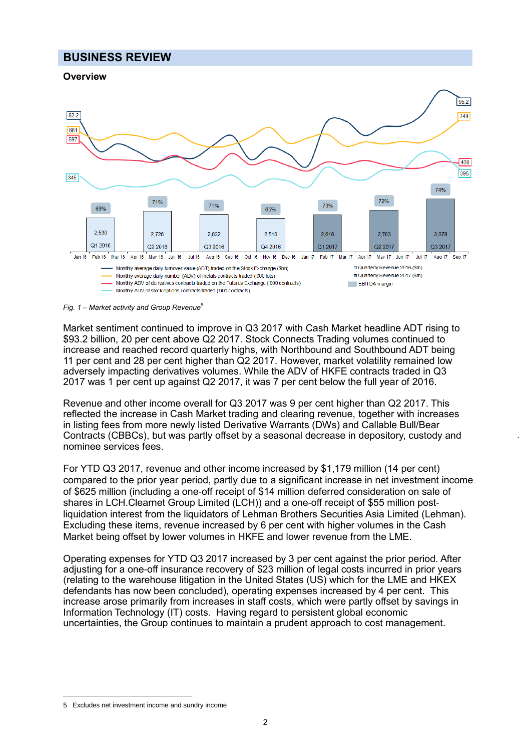## BUSINESS REVIEW

### Overview

*Fig. 1 – Market activity and Group Revenue*[5]

Market sentiment continued to improve in Q3 2017 with Cash Market headline ADT rising to $93.2 billion, 20 per cent above Q2 2017. Stock Connects Trading volumes continued to increase and reached record quarterly highs, with Northbound and Southbound ADT being 11 per cent and 28 per cent higher than Q2 2017. However, market volatility remained low adversely impacting derivatives volumes. While the ADV of HKFE contracts traded in Q3 2017 was 1 per cent up against Q2 2017, it was 7 per cent below the full year of 2016.

Revenue and other income overall for Q3 2017 was 9 per cent higher than Q2 2017. This reflected the increase in Cash Market trading and clearing revenue, together with increases in listing fees from more newly listed Derivative Warrants (DWs) and Callable Bull/Bear Contracts (CBBCs), but was partly offset by a seasonal decrease in depository, custody and nominee services fees.

For YTD Q3 2017, revenue and other income increased by $1,179 million (14 per cent) compared to the prior year period, partly due to a significant increase in net investment income of $625 million (including a one-off receipt of $14 million deferred consideration on sale of shares in LCH.Clearnet Group Limited (LCH)) and a one-off receipt of $55 million post-liquidation interest from the liquidators of Lehman Brothers Securities Asia Limited (Lehman). Excluding these items, revenue increased by 6 per cent with higher volumes in the Cash Market being offset by lower volumes in HKFE and lower revenue from the LME.

Operating expenses for YTD Q3 2017 increased by 3 per cent against the prior period. After adjusting for a one-off insurance recovery of $23 million of legal costs incurred in prior years (relating to the warehouse litigation in the United States (US) which for the LME and HKEX defendants has now been concluded), operating expenses increased by 4 per cent. This increase arose primarily from increases in staff costs, which were partly offset by savings in Information Technology (IT) costs. Having regard to persistent global economic uncertainties, the Group continues to maintain a prudent approach to cost management.

---

5 Excludes net investment income and sundry income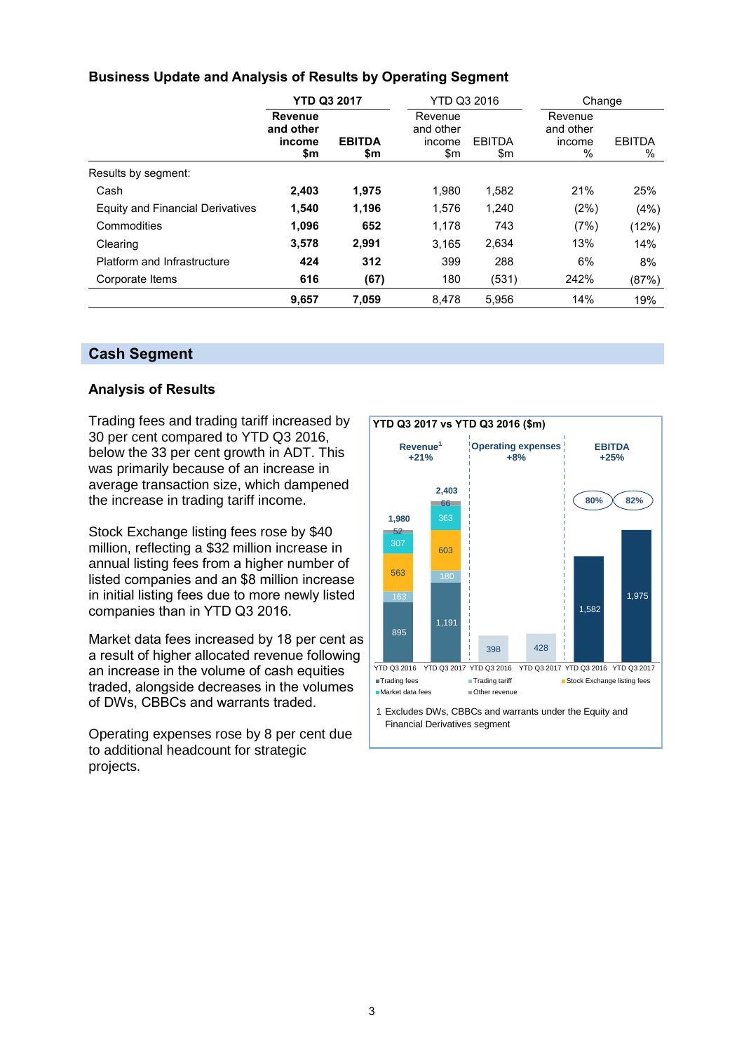### Business Update and Analysis of Results by Operating Segment

| | YTD Q3 2017 | | YTD Q3 2016 | | Change | |
|---|---|---|---|---|---|---|
| | **Revenue and other income $m** | **EBITDA $m** | Revenue and other income $m | EBITDA $m | Revenue and other income % | EBITDA % |
| Results by segment: | | | | | | |
| Cash | **2,403** | **1,975** | 1,980 | 1,582 | 21% | 25% |
| Equity and Financial Derivatives | **1,540** | **1,196** | 1,576 | 1,240 | (2%) | (4%) |
| Commodities | **1,096** | **652** | 1,178 | 743 | (7%) | (12%) |
| Clearing | **3,578** | **2,991** | 3,165 | 2,634 | 13% | 14% |
| Platform and Infrastructure | **424** | **312** | 399 | 288 | 6% | 8% |
| Corporate Items | **616** | **(67)** | 180 | (531) | 242% | (87%) |
| | **9,657** | **7,059** | 8,478 | 5,956 | 14% | 19% |

## Cash Segment

### Analysis of Results

Trading fees and trading tariff increased by 30 per cent compared to YTD Q3 2016, below the 33 per cent growth in ADT. This was primarily because of an increase in average transaction size, which dampened the increase in trading tariff income.

Stock Exchange listing fees rose by $40 million, reflecting a $32 million increase in annual listing fees from a higher number of listed companies and an $8 million increase in initial listing fees due to more newly listed companies than in YTD Q3 2016.

Market data fees increased by 18 per cent as a result of higher allocated revenue following an increase in the volume of cash equities traded, alongside decreases in the volumes of DWs, CBBCs and warrants traded.

Operating expenses rose by 8 per cent due to additional headcount for strategic projects.

**YTD Q3 2017 vs YTD Q3 2016 ($m)**

| | Revenue[1] +21% | | Operating expenses +8% | | EBITDA +25% | |
|---|---|---|---|---|---|---|
| | YTD Q3 2016 | YTD Q3 2017 | YTD Q3 2016 | YTD Q3 2017 | YTD Q3 2016 | YTD Q3 2017 |
| Trading fees | 895 | 1,191 | | | | |
| Trading tariff | 163 | 180 | | | | |
| Stock Exchange listing fees | 563 | 603 | | | | |
| Market data fees | 307 | 363 | | | | |
| Other revenue | 52 | 66 | | | | |
| Total | 1,980 | 2,403 | 398 | 428 | 1,582 (80%) | 1,975 (82%) |

1 Excludes DWs, CBBCs and warrants under the Equity and Financial Derivatives segment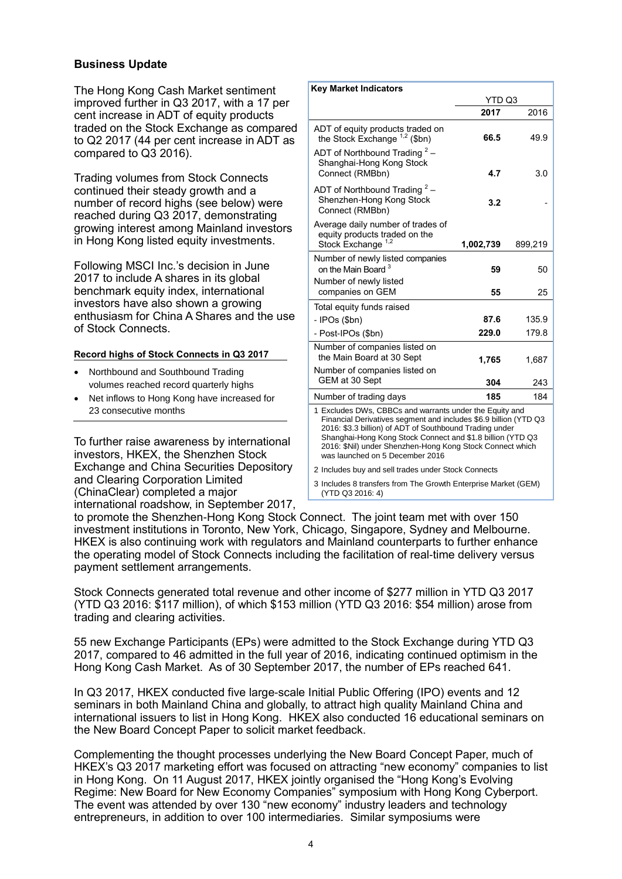## Business Update

The Hong Kong Cash Market sentiment improved further in Q3 2017, with a 17 per cent increase in ADT of equity products traded on the Stock Exchange as compared to Q2 2017 (44 per cent increase in ADT as compared to Q3 2016).

Trading volumes from Stock Connects continued their steady growth and a number of record highs (see below) were reached during Q3 2017, demonstrating growing interest among Mainland investors in Hong Kong listed equity investments.

Following MSCI Inc.'s decision in June 2017 to include A shares in its global benchmark equity index, international investors have also shown a growing enthusiasm for China A Shares and the use of Stock Connects.

**Record highs of Stock Connects in Q3 2017**

- Northbound and Southbound Trading volumes reached record quarterly highs
- Net inflows to Hong Kong have increased for 23 consecutive months

| Key Market Indicators | YTD Q3 | |
|---|---|---|
| | **2017** | 2016 |
| ADT of equity products traded on the Stock Exchange [1,2] ($bn) | **66.5** | 49.9 |
| ADT of Northbound Trading [2] – Shanghai-Hong Kong Stock Connect (RMBbn) | **4.7** | 3.0 |
| ADT of Northbound Trading [2] – Shenzhen-Hong Kong Stock Connect (RMBbn) | **3.2** | - |
| Average daily number of trades of equity products traded on the Stock Exchange [1,2] | **1,002,739** | 899,219 |
| Number of newly listed companies on the Main Board [3] | **59** | 50 |
| Number of newly listed companies on GEM | **55** | 25 |
| Total equity funds raised | | |
| - IPOs ($bn) | **87.6** | 135.9 |
| - Post-IPOs ($bn) | **229.0** | 179.8 |
| Number of companies listed on the Main Board at 30 Sept | **1,765** | 1,687 |
| Number of companies listed on GEM at 30 Sept | **304** | 243 |
| Number of trading days | **185** | 184 |

1 Excludes DWs, CBBCs and warrants under the Equity and Financial Derivatives segment and includes $6.9 billion (YTD Q3 2016: $3.3 billion) of ADT of Southbound Trading under Shanghai-Hong Kong Stock Connect and $1.8 billion (YTD Q3 2016: $Nil) under Shenzhen-Hong Kong Stock Connect which was launched on 5 December 2016

2 Includes buy and sell trades under Stock Connects

3 Includes 8 transfers from The Growth Enterprise Market (GEM) (YTD Q3 2016: 4)

To further raise awareness by international investors, HKEX, the Shenzhen Stock Exchange and China Securities Depository and Clearing Corporation Limited (ChinaClear) completed a major international roadshow, in September 2017, to promote the Shenzhen-Hong Kong Stock Connect. The joint team met with over 150 investment institutions in Toronto, New York, Chicago, Singapore, Sydney and Melbourne. HKEX is also continuing work with regulators and Mainland counterparts to further enhance the operating model of Stock Connects including the facilitation of real-time delivery versus payment settlement arrangements.

Stock Connects generated total revenue and other income of $277 million in YTD Q3 2017 (YTD Q3 2016: $117 million), of which $153 million (YTD Q3 2016: $54 million) arose from trading and clearing activities.

55 new Exchange Participants (EPs) were admitted to the Stock Exchange during YTD Q3 2017, compared to 46 admitted in the full year of 2016, indicating continued optimism in the Hong Kong Cash Market. As of 30 September 2017, the number of EPs reached 641.

In Q3 2017, HKEX conducted five large-scale Initial Public Offering (IPO) events and 12 seminars in both Mainland China and globally, to attract high quality Mainland China and international issuers to list in Hong Kong. HKEX also conducted 16 educational seminars on the New Board Concept Paper to solicit market feedback.

Complementing the thought processes underlying the New Board Concept Paper, much of HKEX's Q3 2017 marketing effort was focused on attracting "new economy" companies to list in Hong Kong. On 11 August 2017, HKEX jointly organised the "Hong Kong's Evolving Regime: New Board for New Economy Companies" symposium with Hong Kong Cyberport. The event was attended by over 130 "new economy" industry leaders and technology entrepreneurs, in addition to over 100 intermediaries. Similar symposiums were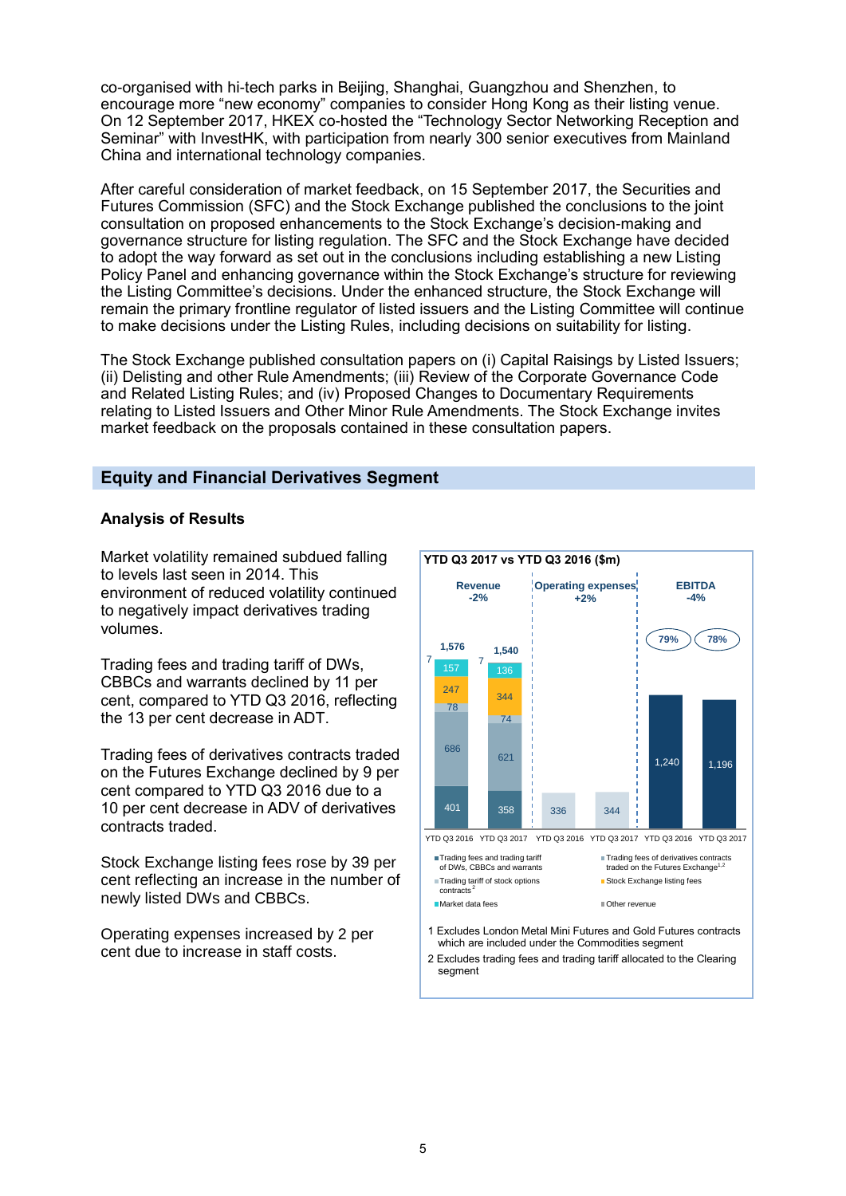co-organised with hi-tech parks in Beijing, Shanghai, Guangzhou and Shenzhen, to encourage more "new economy" companies to consider Hong Kong as their listing venue. On 12 September 2017, HKEX co-hosted the "Technology Sector Networking Reception and Seminar" with InvestHK, with participation from nearly 300 senior executives from Mainland China and international technology companies.

After careful consideration of market feedback, on 15 September 2017, the Securities and Futures Commission (SFC) and the Stock Exchange published the conclusions to the joint consultation on proposed enhancements to the Stock Exchange's decision-making and governance structure for listing regulation. The SFC and the Stock Exchange have decided to adopt the way forward as set out in the conclusions including establishing a new Listing Policy Panel and enhancing governance within the Stock Exchange's structure for reviewing the Listing Committee's decisions. Under the enhanced structure, the Stock Exchange will remain the primary frontline regulator of listed issuers and the Listing Committee will continue to make decisions under the Listing Rules, including decisions on suitability for listing.

The Stock Exchange published consultation papers on (i) Capital Raisings by Listed Issuers; (ii) Delisting and other Rule Amendments; (iii) Review of the Corporate Governance Code and Related Listing Rules; and (iv) Proposed Changes to Documentary Requirements relating to Listed Issuers and Other Minor Rule Amendments. The Stock Exchange invites market feedback on the proposals contained in these consultation papers.

## Equity and Financial Derivatives Segment

### Analysis of Results

Market volatility remained subdued falling to levels last seen in 2014. This environment of reduced volatility continued to negatively impact derivatives trading volumes.

Trading fees and trading tariff of DWs, CBBCs and warrants declined by 11 per cent, compared to YTD Q3 2016, reflecting the 13 per cent decrease in ADT.

Trading fees of derivatives contracts traded on the Futures Exchange declined by 9 per cent compared to YTD Q3 2016 due to a 10 per cent decrease in ADV of derivatives contracts traded.

Stock Exchange listing fees rose by 39 per cent reflecting an increase in the number of newly listed DWs and CBBCs.

Operating expenses increased by 2 per cent due to increase in staff costs.

**YTD Q3 2017 vs YTD Q3 2016 ($m)**

| | Revenue (-2%) | | Operating expenses (+2%) | | EBITDA (-4%) | |
|---|---|---|---|---|---|---|
| | YTD Q3 2016 | YTD Q3 2017 | YTD Q3 2016 | YTD Q3 2017 | YTD Q3 2016 | YTD Q3 2017 |
| Trading fees and trading tariff of DWs, CBBCs and warrants | 401 | 358 | | | | |
| Trading fees of derivatives contracts traded on the Futures Exchange[1,2] | 686 | 621 | | | | |
| Trading tariff of stock options contracts[2] | 78 | 74 | | | | |
| Stock Exchange listing fees | 247 | 344 | | | | |
| Market data fees | 157 | 136 | | | | |
| Other revenue | 7 | 7 | | | | |
| Total | 1,576 | 1,540 | 336 | 344 | 1,240 | 1,196 |
| EBITDA margin | | | | | 79% | 78% |

1 Excludes London Metal Mini Futures and Gold Futures contracts which are included under the Commodities segment

2 Excludes trading fees and trading tariff allocated to the Clearing segment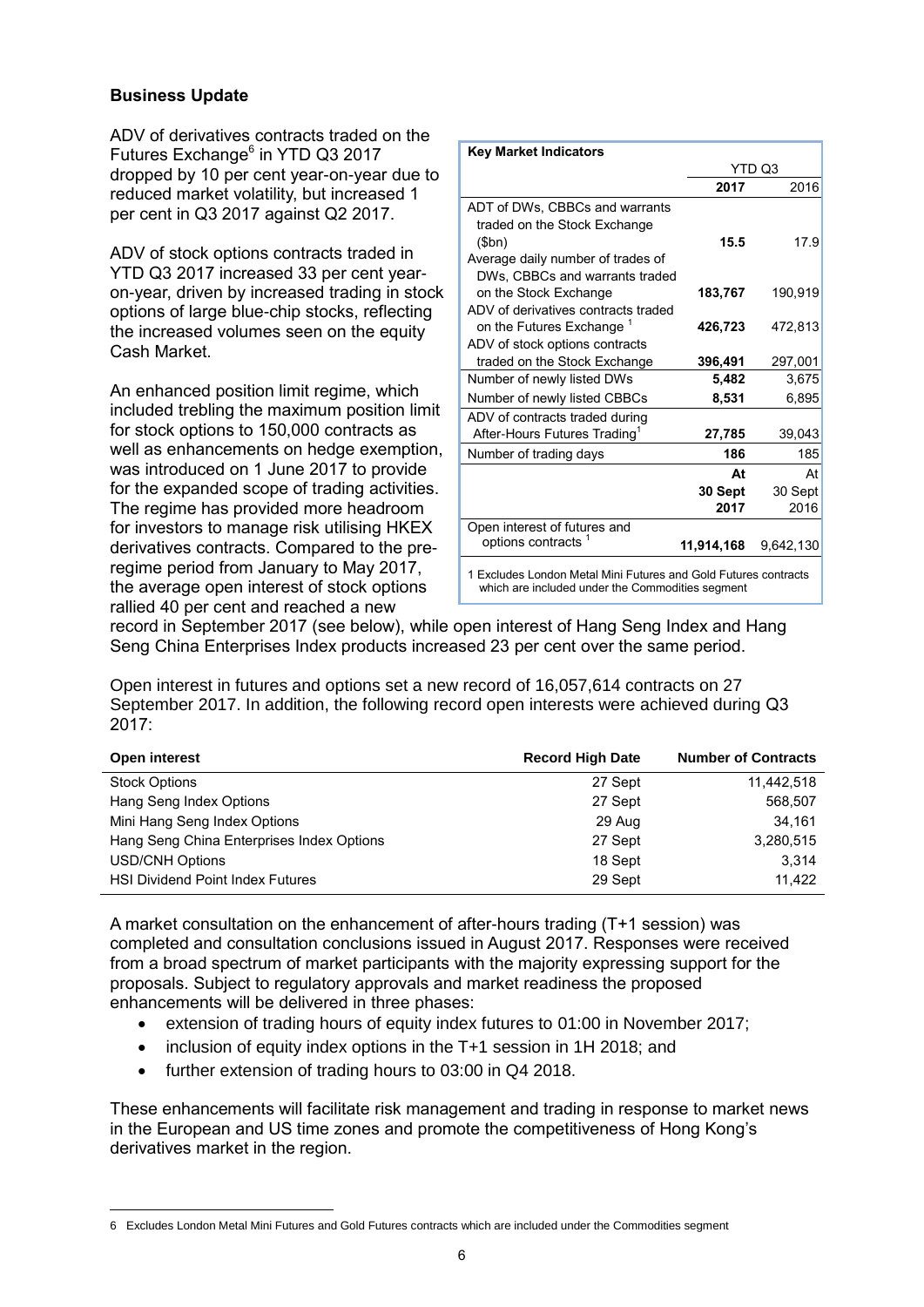## Business Update

ADV of derivatives contracts traded on the Futures Exchange[6] in YTD Q3 2017 dropped by 10 per cent year-on-year due to reduced market volatility, but increased 1 per cent in Q3 2017 against Q2 2017.

| Key Market Indicators | | |
|---|---|---|
| | YTD Q3 | |
| | **2017** | 2016 |
| ADT of DWs, CBBCs and warrants traded on the Stock Exchange ($bn) | **15.5** | 17.9 |
| Average daily number of trades of DWs, CBBCs and warrants traded on the Stock Exchange | **183,767** | 190,919 |
| ADV of derivatives contracts traded on the Futures Exchange [1] | **426,723** | 472,813 |
| ADV of stock options contracts traded on the Stock Exchange | **396,491** | 297,001 |
| Number of newly listed DWs | **5,482** | 3,675 |
| Number of newly listed CBBCs | **8,531** | 6,895 |
| ADV of contracts traded during After-Hours Futures Trading[1] | **27,785** | 39,043 |
| Number of trading days | **186** | 185 |
| | **At 30 Sept 2017** | At 30 Sept 2016 |
| Open interest of futures and options contracts [1] | **11,914,168** | 9,642,130 |

1 Excludes London Metal Mini Futures and Gold Futures contracts which are included under the Commodities segment

ADV of stock options contracts traded in YTD Q3 2017 increased 33 per cent year-on-year, driven by increased trading in stock options of large blue-chip stocks, reflecting the increased volumes seen on the equity Cash Market.

An enhanced position limit regime, which included trebling the maximum position limit for stock options to 150,000 contracts as well as enhancements on hedge exemption, was introduced on 1 June 2017 to provide for the expanded scope of trading activities. The regime has provided more headroom for investors to manage risk utilising HKEX derivatives contracts. Compared to the pre-regime period from January to May 2017, the average open interest of stock options rallied 40 per cent and reached a new record in September 2017 (see below), while open interest of Hang Seng Index and Hang Seng China Enterprises Index products increased 23 per cent over the same period.

Open interest in futures and options set a new record of 16,057,614 contracts on 27 September 2017. In addition, the following record open interests were achieved during Q3 2017:

| Open interest | Record High Date | Number of Contracts |
|---|---|---|
| Stock Options | 27 Sept | 11,442,518 |
| Hang Seng Index Options | 27 Sept | 568,507 |
| Mini Hang Seng Index Options | 29 Aug | 34,161 |
| Hang Seng China Enterprises Index Options | 27 Sept | 3,280,515 |
| USD/CNH Options | 18 Sept | 3,314 |
| HSI Dividend Point Index Futures | 29 Sept | 11,422 |

A market consultation on the enhancement of after-hours trading (T+1 session) was completed and consultation conclusions issued in August 2017. Responses were received from a broad spectrum of market participants with the majority expressing support for the proposals. Subject to regulatory approvals and market readiness the proposed enhancements will be delivered in three phases:

- extension of trading hours of equity index futures to 01:00 in November 2017;
- inclusion of equity index options in the T+1 session in 1H 2018; and
- further extension of trading hours to 03:00 in Q4 2018.

These enhancements will facilitate risk management and trading in response to market news in the European and US time zones and promote the competitiveness of Hong Kong's derivatives market in the region.

6 Excludes London Metal Mini Futures and Gold Futures contracts which are included under the Commodities segment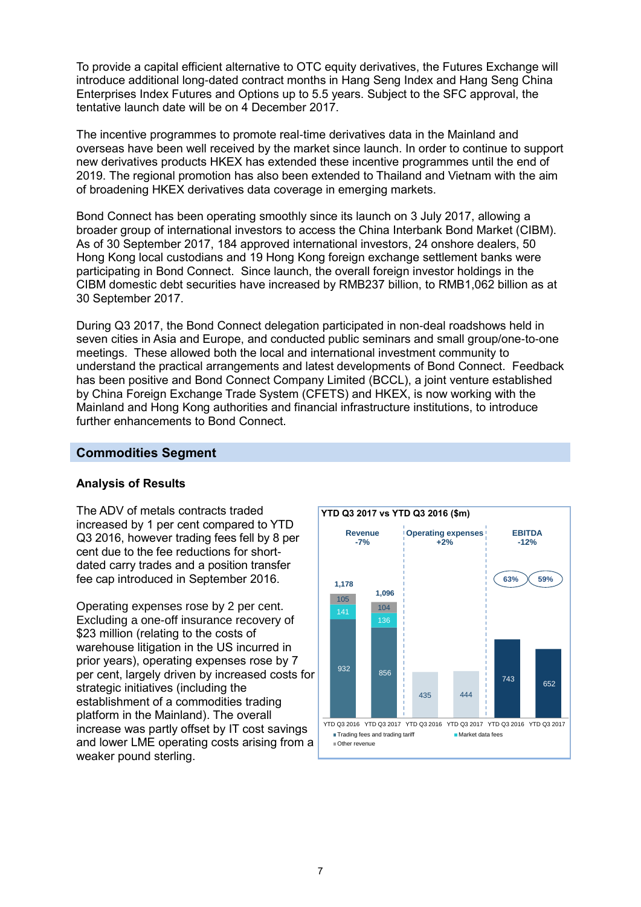To provide a capital efficient alternative to OTC equity derivatives, the Futures Exchange will introduce additional long-dated contract months in Hang Seng Index and Hang Seng China Enterprises Index Futures and Options up to 5.5 years. Subject to the SFC approval, the tentative launch date will be on 4 December 2017.

The incentive programmes to promote real-time derivatives data in the Mainland and overseas have been well received by the market since launch. In order to continue to support new derivatives products HKEX has extended these incentive programmes until the end of 2019. The regional promotion has also been extended to Thailand and Vietnam with the aim of broadening HKEX derivatives data coverage in emerging markets.

Bond Connect has been operating smoothly since its launch on 3 July 2017, allowing a broader group of international investors to access the China Interbank Bond Market (CIBM). As of 30 September 2017, 184 approved international investors, 24 onshore dealers, 50 Hong Kong local custodians and 19 Hong Kong foreign exchange settlement banks were participating in Bond Connect. Since launch, the overall foreign investor holdings in the CIBM domestic debt securities have increased by RMB237 billion, to RMB1,062 billion as at 30 September 2017.

During Q3 2017, the Bond Connect delegation participated in non-deal roadshows held in seven cities in Asia and Europe, and conducted public seminars and small group/one-to-one meetings. These allowed both the local and international investment community to understand the practical arrangements and latest developments of Bond Connect. Feedback has been positive and Bond Connect Company Limited (BCCL), a joint venture established by China Foreign Exchange Trade System (CFETS) and HKEX, is now working with the Mainland and Hong Kong authorities and financial infrastructure institutions, to introduce further enhancements to Bond Connect.

## Commodities Segment

### Analysis of Results

The ADV of metals contracts traded increased by 1 per cent compared to YTD Q3 2016, however trading fees fell by 8 per cent due to the fee reductions for short-dated carry trades and a position transfer fee cap introduced in September 2016.

Operating expenses rose by 2 per cent. Excluding a one-off insurance recovery of $23 million (relating to the costs of warehouse litigation in the US incurred in prior years), operating expenses rose by 7 per cent, largely driven by increased costs for strategic initiatives (including the establishment of a commodities trading platform in the Mainland). The overall increase was partly offset by IT cost savings and lower LME operating costs arising from a weaker pound sterling.

**YTD Q3 2017 vs YTD Q3 2016 ($m)**

| | Revenue -7% | | Operating expenses +2% | | EBITDA -12% | |
|---|---|---|---|---|---|---|
| | YTD Q3 2016 | YTD Q3 2017 | YTD Q3 2016 | YTD Q3 2017 | YTD Q3 2016 | YTD Q3 2017 |
| Trading fees and trading tariff | 932 | 856 | | | | |
| Market data fees | 141 | 136 | | | | |
| Other revenue | 105 | 104 | | | | |
| Total | 1,178 | 1,096 | 435 | 444 | 743 | 652 |
| EBITDA margin | | | | | 63% | 59% |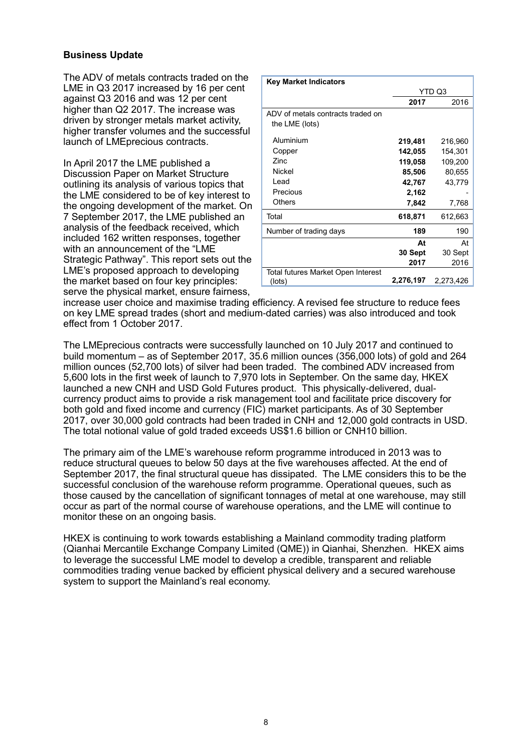## Business Update

The ADV of metals contracts traded on the LME in Q3 2017 increased by 16 per cent against Q3 2016 and was 12 per cent higher than Q2 2017. The increase was driven by stronger metals market activity, higher transfer volumes and the successful launch of LMEprecious contracts.

| Key Market Indicators | | |
|---|---|---|
| | YTD Q3 | |
| | **2017** | 2016 |
| ADV of metals contracts traded on the LME (lots) | | |
| Aluminium | **219,481** | 216,960 |
| Copper | **142,055** | 154,301 |
| Zinc | **119,058** | 109,200 |
| Nickel | **85,506** | 80,655 |
| Lead | **42,767** | 43,779 |
| Precious | **2,162** | - |
| Others | **7,842** | 7,768 |
| Total | **618,871** | 612,663 |
| Number of trading days | **189** | 190 |
| | **At 30 Sept 2017** | At 30 Sept 2016 |
| Total futures Market Open Interest (lots) | **2,276,197** | 2,273,426 |

In April 2017 the LME published a Discussion Paper on Market Structure outlining its analysis of various topics that the LME considered to be of key interest to the ongoing development of the market. On 7 September 2017, the LME published an analysis of the feedback received, which included 162 written responses, together with an announcement of the "LME Strategic Pathway". This report sets out the LME's proposed approach to developing the market based on four key principles: serve the physical market, ensure fairness, increase user choice and maximise trading efficiency. A revised fee structure to reduce fees on key LME spread trades (short and medium-dated carries) was also introduced and took effect from 1 October 2017.

The LMEprecious contracts were successfully launched on 10 July 2017 and continued to build momentum – as of September 2017, 35.6 million ounces (356,000 lots) of gold and 264 million ounces (52,700 lots) of silver had been traded. The combined ADV increased from 5,600 lots in the first week of launch to 7,970 lots in September. On the same day, HKEX launched a new CNH and USD Gold Futures product. This physically-delivered, dual-currency product aims to provide a risk management tool and facilitate price discovery for both gold and fixed income and currency (FIC) market participants. As of 30 September 2017, over 30,000 gold contracts had been traded in CNH and 12,000 gold contracts in USD. The total notional value of gold traded exceeds US$1.6 billion or CNH10 billion.

The primary aim of the LME's warehouse reform programme introduced in 2013 was to reduce structural queues to below 50 days at the five warehouses affected. At the end of September 2017, the final structural queue has dissipated. The LME considers this to be the successful conclusion of the warehouse reform programme. Operational queues, such as those caused by the cancellation of significant tonnages of metal at one warehouse, may still occur as part of the normal course of warehouse operations, and the LME will continue to monitor these on an ongoing basis.

HKEX is continuing to work towards establishing a Mainland commodity trading platform (Qianhai Mercantile Exchange Company Limited (QME)) in Qianhai, Shenzhen. HKEX aims to leverage the successful LME model to develop a credible, transparent and reliable commodities trading venue backed by efficient physical delivery and a secured warehouse system to support the Mainland's real economy.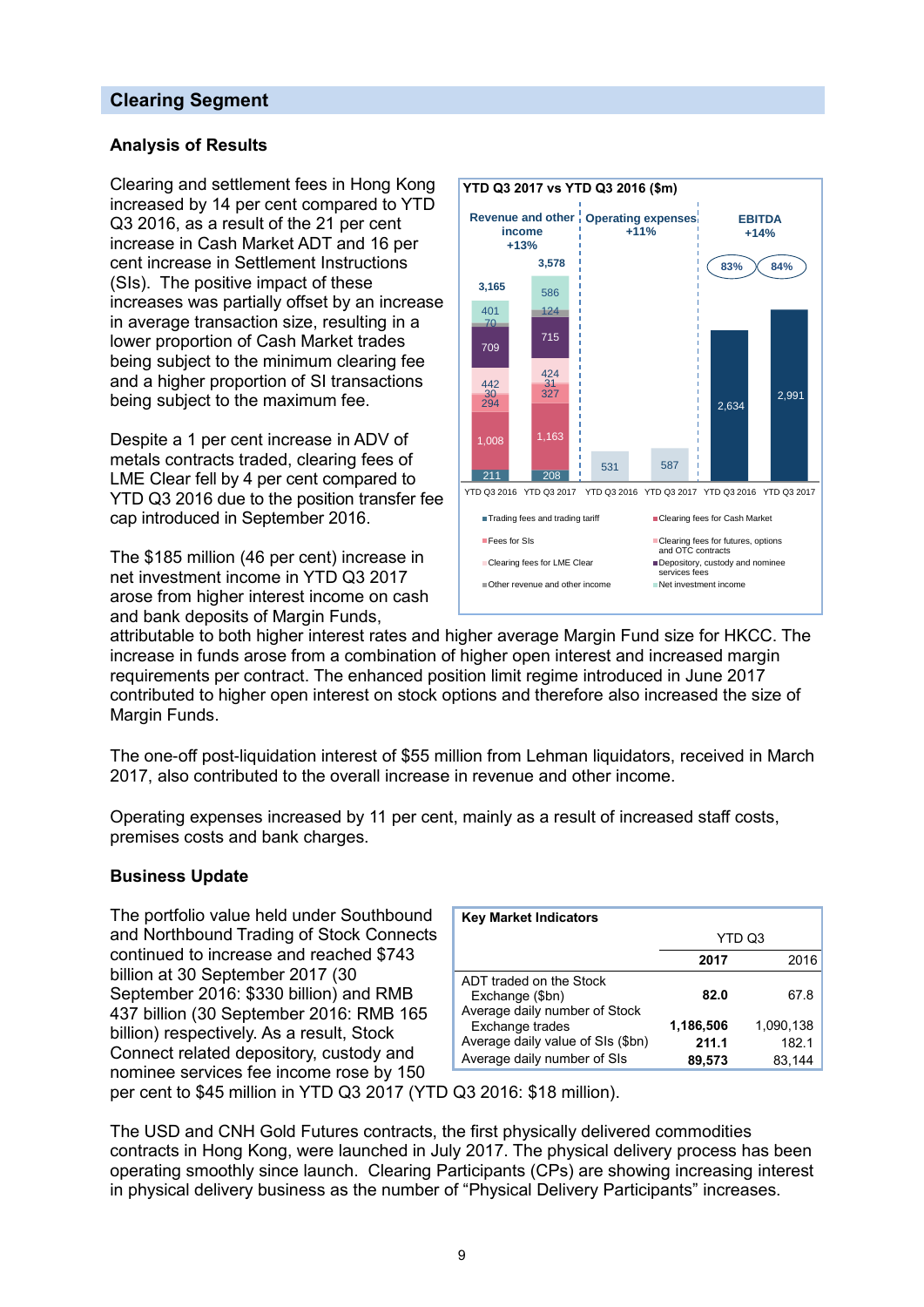## Clearing Segment

### Analysis of Results

Clearing and settlement fees in Hong Kong increased by 14 per cent compared to YTD Q3 2016, as a result of the 21 per cent increase in Cash Market ADT and 16 per cent increase in Settlement Instructions (SIs). The positive impact of these increases was partially offset by an increase in average transaction size, resulting in a lower proportion of Cash Market trades being subject to the minimum clearing fee and a higher proportion of SI transactions being subject to the maximum fee.

Despite a 1 per cent increase in ADV of metals contracts traded, clearing fees of LME Clear fell by 4 per cent compared to YTD Q3 2016 due to the position transfer fee cap introduced in September 2016.

**YTD Q3 2017 vs YTD Q3 2016 ($m)**

| | Revenue and other income +13% | | Operating expenses +11% | | EBITDA +14% | |
|---|---|---|---|---|---|---|
| | YTD Q3 2016 | YTD Q3 2017 | YTD Q3 2016 | YTD Q3 2017 | YTD Q3 2016 | YTD Q3 2017 |
| Net investment income | 401 | 586 | | | | |
| Other revenue and other income | 70 | 124 | | | | |
| Depository, custody and nominee services fees | 709 | 715 | | | | |
| Clearing fees for LME Clear | 442 | 424 | | | | |
| Clearing fees for futures, options and OTC contracts | 30 | 31 | | | | |
| Fees for SIs | 294 | 327 | | | | |
| Clearing fees for Cash Market | 1,008 | 1,163 | | | | |
| Trading fees and trading tariff | 211 | 208 | | | | |
| Total | 3,165 | 3,578 | 531 | 587 | 2,634 | 2,991 |
| EBITDA margin | | | | | 83% | 84% |

The $185 million (46 per cent) increase in net investment income in YTD Q3 2017 arose from higher interest income on cash and bank deposits of Margin Funds, attributable to both higher interest rates and higher average Margin Fund size for HKCC. The increase in funds arose from a combination of higher open interest and increased margin requirements per contract. The enhanced position limit regime introduced in June 2017 contributed to higher open interest on stock options and therefore also increased the size of Margin Funds.

The one-off post-liquidation interest of $55 million from Lehman liquidators, received in March 2017, also contributed to the overall increase in revenue and other income.

Operating expenses increased by 11 per cent, mainly as a result of increased staff costs, premises costs and bank charges.

### Business Update

The portfolio value held under Southbound and Northbound Trading of Stock Connects continued to increase and reached $743 billion at 30 September 2017 (30 September 2016: $330 billion) and RMB 437 billion (30 September 2016: RMB 165 billion) respectively. As a result, Stock Connect related depository, custody and nominee services fee income rose by 150 per cent to $45 million in YTD Q3 2017 (YTD Q3 2016: $18 million).

| Key Market Indicators | YTD Q3 | |
|---|---|---|
| | **2017** | 2016 |
| ADT traded on the Stock Exchange ($bn) | **82.0** | 67.8 |
| Average daily number of Stock Exchange trades | **1,186,506** | 1,090,138 |
| Average daily value of SIs ($bn) | **211.1** | 182.1 |
| Average daily number of SIs | **89,573** | 83,144 |

The USD and CNH Gold Futures contracts, the first physically delivered commodities contracts in Hong Kong, were launched in July 2017. The physical delivery process has been operating smoothly since launch. Clearing Participants (CPs) are showing increasing interest in physical delivery business as the number of "Physical Delivery Participants" increases.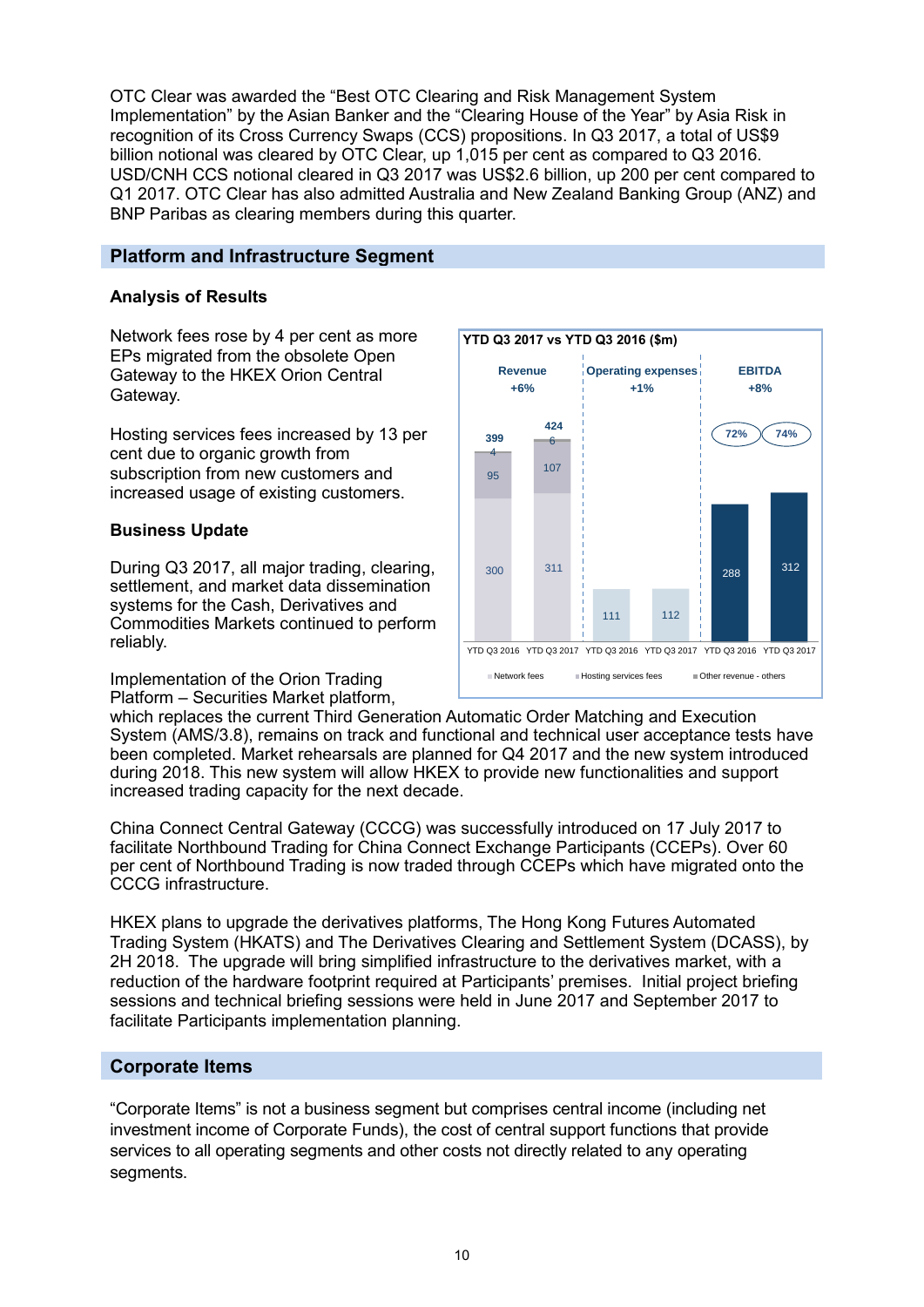OTC Clear was awarded the "Best OTC Clearing and Risk Management System Implementation" by the Asian Banker and the "Clearing House of the Year" by Asia Risk in recognition of its Cross Currency Swaps (CCS) propositions. In Q3 2017, a total of US$9 billion notional was cleared by OTC Clear, up 1,015 per cent as compared to Q3 2016. USD/CNH CCS notional cleared in Q3 2017 was US$2.6 billion, up 200 per cent compared to Q1 2017. OTC Clear has also admitted Australia and New Zealand Banking Group (ANZ) and BNP Paribas as clearing members during this quarter.

## Platform and Infrastructure Segment

### Analysis of Results

Network fees rose by 4 per cent as more EPs migrated from the obsolete Open Gateway to the HKEX Orion Central Gateway.

Hosting services fees increased by 13 per cent due to organic growth from subscription from new customers and increased usage of existing customers.

**YTD Q3 2017 vs YTD Q3 2016 ($m)**

| | Revenue (+6%) | | Operating expenses (+1%) | | EBITDA (+8%) | |
|---|---|---|---|---|---|---|
| | YTD Q3 2016 | YTD Q3 2017 | YTD Q3 2016 | YTD Q3 2017 | YTD Q3 2016 | YTD Q3 2017 |
| Network fees | 300 | 311 | | | | |
| Hosting services fees | 95 | 107 | | | | |
| Other revenue - others | 4 | 6 | | | | |
| Total | 399 | 424 | 111 | 112 | 288 | 312 |
| EBITDA margin | | | | | 72% | 74% |

### Business Update

During Q3 2017, all major trading, clearing, settlement, and market data dissemination systems for the Cash, Derivatives and Commodities Markets continued to perform reliably.

Implementation of the Orion Trading Platform – Securities Market platform, which replaces the current Third Generation Automatic Order Matching and Execution System (AMS/3.8), remains on track and functional and technical user acceptance tests have been completed. Market rehearsals are planned for Q4 2017 and the new system introduced during 2018. This new system will allow HKEX to provide new functionalities and support increased trading capacity for the next decade.

China Connect Central Gateway (CCCG) was successfully introduced on 17 July 2017 to facilitate Northbound Trading for China Connect Exchange Participants (CCEPs). Over 60 per cent of Northbound Trading is now traded through CCEPs which have migrated onto the CCCG infrastructure.

HKEX plans to upgrade the derivatives platforms, The Hong Kong Futures Automated Trading System (HKATS) and The Derivatives Clearing and Settlement System (DCASS), by 2H 2018. The upgrade will bring simplified infrastructure to the derivatives market, with a reduction of the hardware footprint required at Participants' premises. Initial project briefing sessions and technical briefing sessions were held in June 2017 and September 2017 to facilitate Participants implementation planning.

## Corporate Items

"Corporate Items" is not a business segment but comprises central income (including net investment income of Corporate Funds), the cost of central support functions that provide services to all operating segments and other costs not directly related to any operating segments.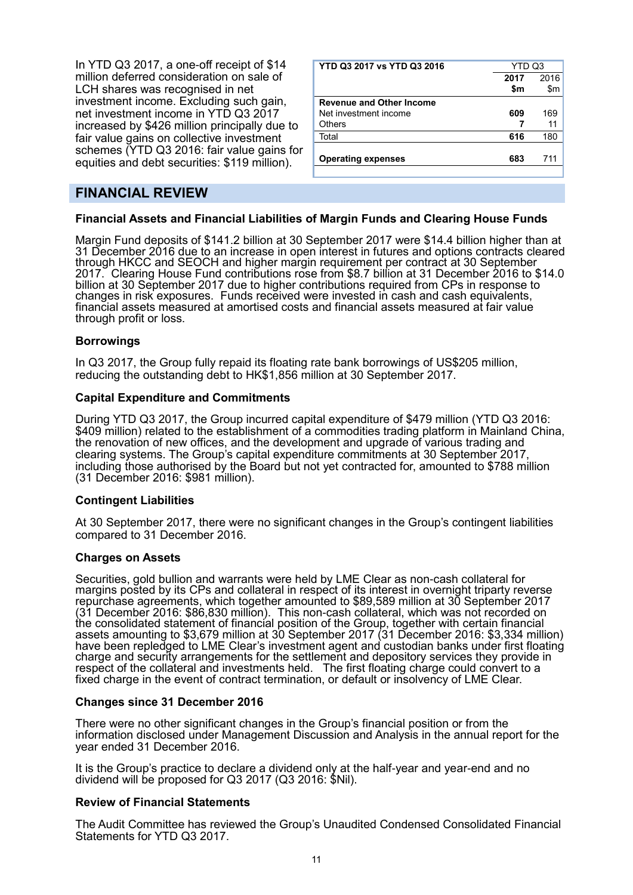In YTD Q3 2017, a one-off receipt of $14 million deferred consideration on sale of LCH shares was recognised in net investment income. Excluding such gain, net investment income in YTD Q3 2017 increased by $426 million principally due to fair value gains on collective investment schemes (YTD Q3 2016: fair value gains for equities and debt securities: $119 million).

| YTD Q3 2017 vs YTD Q3 2016 | YTD Q3 | |
|---|---|---|
| | **2017** | 2016 |
| | **$m** | $m |
| **Revenue and Other Income** | | |
| Net investment income | **609** | 169 |
| Others | **7** | 11 |
| Total | **616** | 180 |
| **Operating expenses** | **683** | 711 |

## FINANCIAL REVIEW

### Financial Assets and Financial Liabilities of Margin Funds and Clearing House Funds

Margin Fund deposits of $141.2 billion at 30 September 2017 were $14.4 billion higher than at 31 December 2016 due to an increase in open interest in futures and options contracts cleared through HKCC and SEOCH and higher margin requirement per contract at 30 September 2017. Clearing House Fund contributions rose from $8.7 billion at 31 December 2016 to $14.0 billion at 30 September 2017 due to higher contributions required from CPs in response to changes in risk exposures. Funds received were invested in cash and cash equivalents, financial assets measured at amortised costs and financial assets measured at fair value through profit or loss.

### Borrowings

In Q3 2017, the Group fully repaid its floating rate bank borrowings of US$205 million, reducing the outstanding debt to HK$1,856 million at 30 September 2017.

### Capital Expenditure and Commitments

During YTD Q3 2017, the Group incurred capital expenditure of $479 million (YTD Q3 2016: $409 million) related to the establishment of a commodities trading platform in Mainland China, the renovation of new offices, and the development and upgrade of various trading and clearing systems. The Group's capital expenditure commitments at 30 September 2017, including those authorised by the Board but not yet contracted for, amounted to $788 million (31 December 2016: $981 million).

### Contingent Liabilities

At 30 September 2017, there were no significant changes in the Group's contingent liabilities compared to 31 December 2016.

### Charges on Assets

Securities, gold bullion and warrants were held by LME Clear as non-cash collateral for margins posted by its CPs and collateral in respect of its interest in overnight triparty reverse repurchase agreements, which together amounted to $89,589 million at 30 September 2017 (31 December 2016: $86,830 million). This non-cash collateral, which was not recorded on the consolidated statement of financial position of the Group, together with certain financial assets amounting to $3,679 million at 30 September 2017 (31 December 2016: $3,334 million) have been repledged to LME Clear's investment agent and custodian banks under first floating charge and security arrangements for the settlement and depository services they provide in respect of the collateral and investments held. The first floating charge could convert to a fixed charge in the event of contract termination, or default or insolvency of LME Clear.

### Changes since 31 December 2016

There were no other significant changes in the Group's financial position or from the information disclosed under Management Discussion and Analysis in the annual report for the year ended 31 December 2016.

It is the Group's practice to declare a dividend only at the half-year and year-end and no dividend will be proposed for Q3 2017 (Q3 2016: $Nil).

### Review of Financial Statements

The Audit Committee has reviewed the Group's Unaudited Condensed Consolidated Financial Statements for YTD Q3 2017.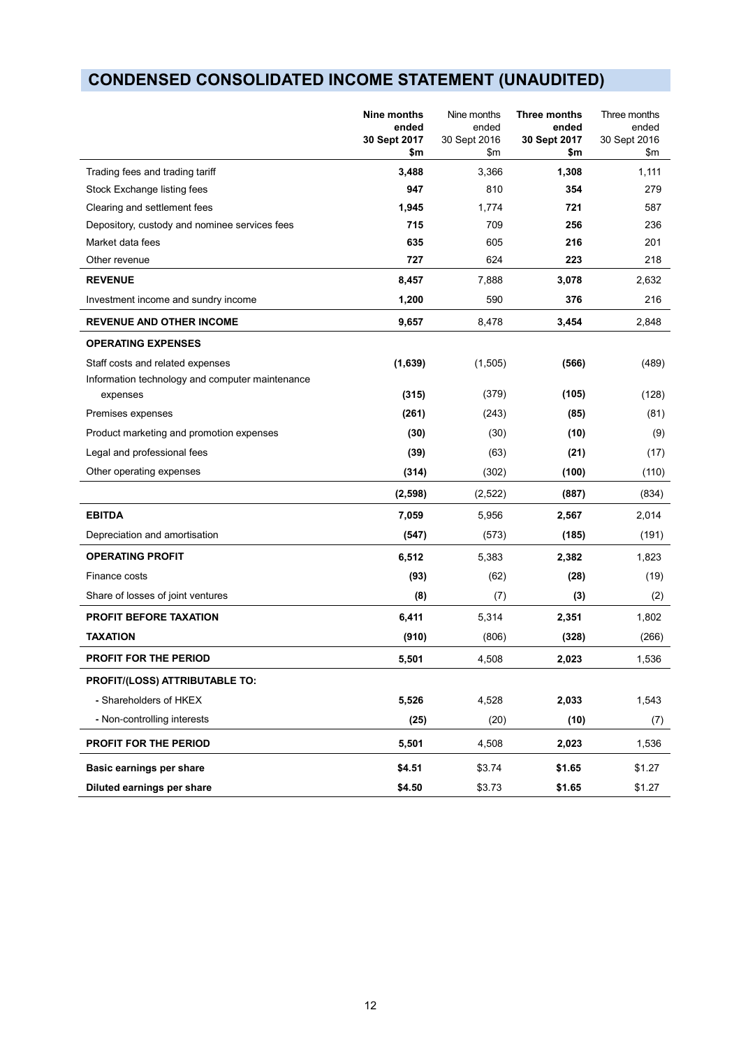# CONDENSED CONSOLIDATED INCOME STATEMENT (UNAUDITED)

| | **Nine months ended 30 Sept 2017 $m** | Nine months ended 30 Sept 2016 $m | **Three months ended 30 Sept 2017 $m** | Three months ended 30 Sept 2016 $m |
|---|---|---|---|---|
| Trading fees and trading tariff | **3,488** | 3,366 | **1,308** | 1,111 |
| Stock Exchange listing fees | **947** | 810 | **354** | 279 |
| Clearing and settlement fees | **1,945** | 1,774 | **721** | 587 |
| Depository, custody and nominee services fees | **715** | 709 | **256** | 236 |
| Market data fees | **635** | 605 | **216** | 201 |
| Other revenue | **727** | 624 | **223** | 218 |
| **REVENUE** | **8,457** | 7,888 | **3,078** | 2,632 |
| Investment income and sundry income | **1,200** | 590 | **376** | 216 |
| **REVENUE AND OTHER INCOME** | **9,657** | 8,478 | **3,454** | 2,848 |
| **OPERATING EXPENSES** | | | | |
| Staff costs and related expenses | **(1,639)** | (1,505) | **(566)** | (489) |
| Information technology and computer maintenance expenses | **(315)** | (379) | **(105)** | (128) |
| Premises expenses | **(261)** | (243) | **(85)** | (81) |
| Product marketing and promotion expenses | **(30)** | (30) | **(10)** | (9) |
| Legal and professional fees | **(39)** | (63) | **(21)** | (17) |
| Other operating expenses | **(314)** | (302) | **(100)** | (110) |
| | **(2,598)** | (2,522) | **(887)** | (834) |
| **EBITDA** | **7,059** | 5,956 | **2,567** | 2,014 |
| Depreciation and amortisation | **(547)** | (573) | **(185)** | (191) |
| **OPERATING PROFIT** | **6,512** | 5,383 | **2,382** | 1,823 |
| Finance costs | **(93)** | (62) | **(28)** | (19) |
| Share of losses of joint ventures | **(8)** | (7) | **(3)** | (2) |
| **PROFIT BEFORE TAXATION** | **6,411** | 5,314 | **2,351** | 1,802 |
| **TAXATION** | **(910)** | (806) | **(328)** | (266) |
| **PROFIT FOR THE PERIOD** | **5,501** | 4,508 | **2,023** | 1,536 |
| **PROFIT/(LOSS) ATTRIBUTABLE TO:** | | | | |
| - Shareholders of HKEX | **5,526** | 4,528 | **2,033** | 1,543 |
| - Non-controlling interests | **(25)** | (20) | **(10)** | (7) |
| **PROFIT FOR THE PERIOD** | **5,501** | 4,508 | **2,023** | 1,536 |
| **Basic earnings per share** | **$4.51** | $3.74 | **$1.65** | $1.27 |
| **Diluted earnings per share** | **$4.50** | $3.73 | **$1.65** | $1.27 |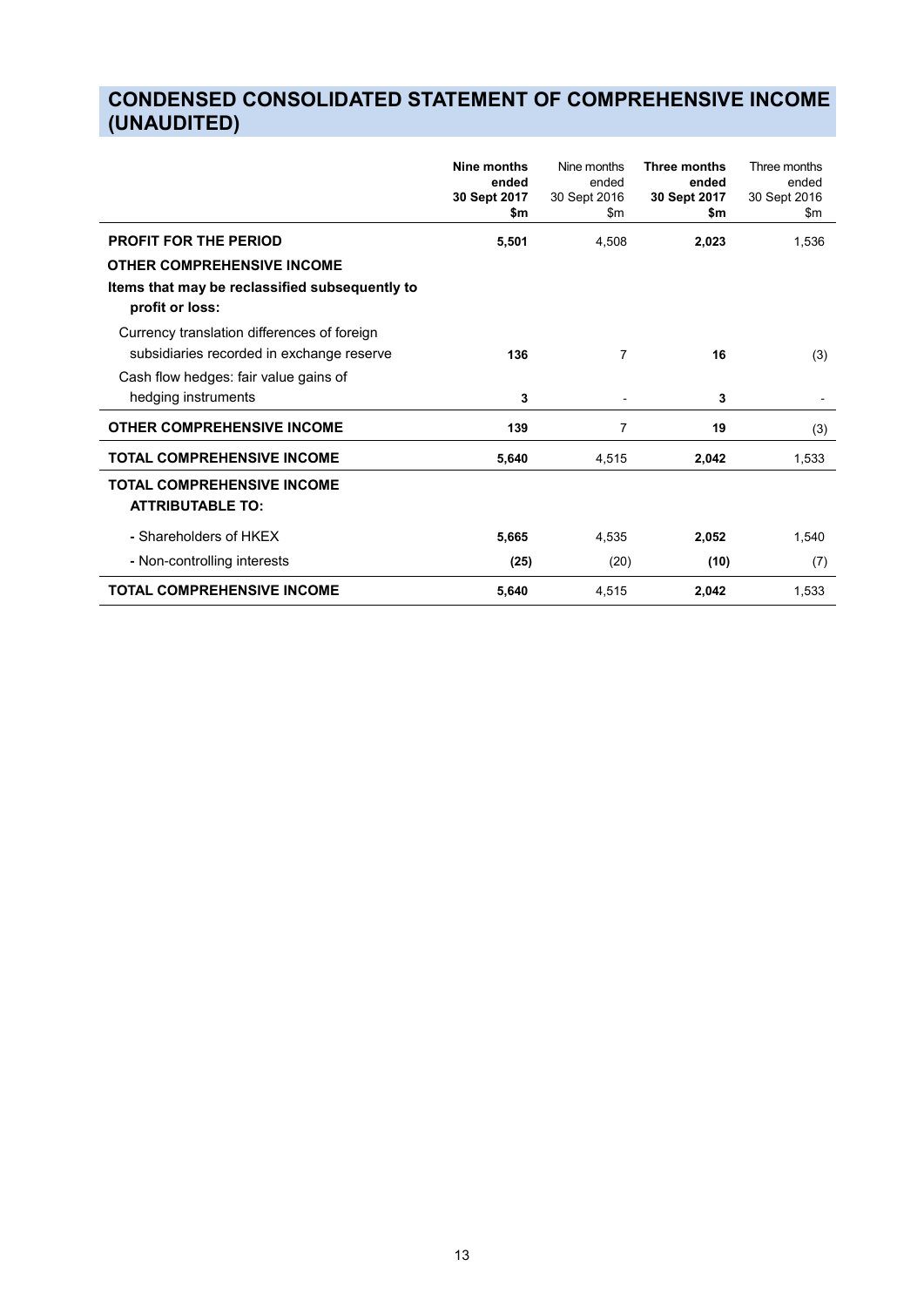# CONDENSED CONSOLIDATED STATEMENT OF COMPREHENSIVE INCOME (UNAUDITED)

| | **Nine months ended 30 Sept 2017 $m** | Nine months ended 30 Sept 2016 $m | **Three months ended 30 Sept 2017 $m** | Three months ended 30 Sept 2016 $m |
|---|---|---|---|---|
| **PROFIT FOR THE PERIOD** | **5,501** | 4,508 | **2,023** | 1,536 |
| **OTHER COMPREHENSIVE INCOME** | | | | |
| **Items that may be reclassified subsequently to profit or loss:** | | | | |
| Currency translation differences of foreign subsidiaries recorded in exchange reserve | **136** | 7 | **16** | (3) |
| Cash flow hedges: fair value gains of hedging instruments | **3** | - | **3** | - |
| **OTHER COMPREHENSIVE INCOME** | **139** | 7 | **19** | (3) |
| **TOTAL COMPREHENSIVE INCOME** | **5,640** | 4,515 | **2,042** | 1,533 |
| **TOTAL COMPREHENSIVE INCOME ATTRIBUTABLE TO:** | | | | |
| - Shareholders of HKEX | **5,665** | 4,535 | **2,052** | 1,540 |
| - Non-controlling interests | **(25)** | (20) | **(10)** | (7) |
| **TOTAL COMPREHENSIVE INCOME** | **5,640** | 4,515 | **2,042** | 1,533 |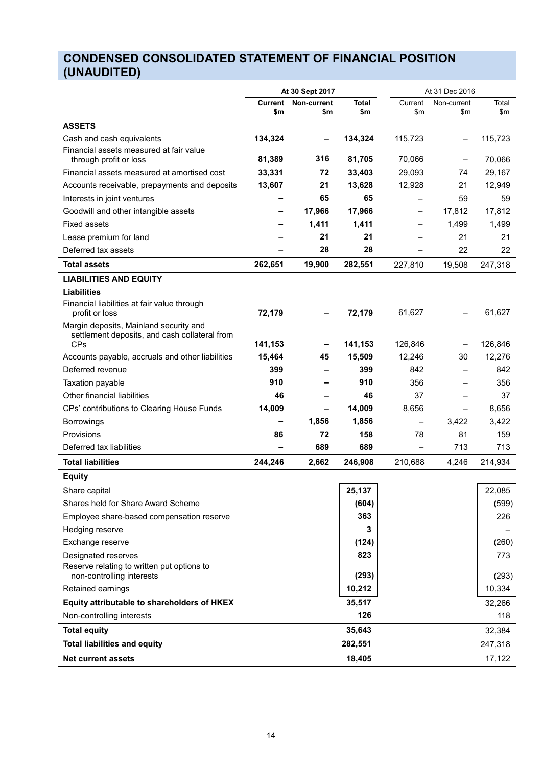## CONDENSED CONSOLIDATED STATEMENT OF FINANCIAL POSITION (UNAUDITED)

| | At 30 Sept 2017 | | | At 31 Dec 2016 | | |
|---|---|---|---|---|---|---|
| | **Current $m** | **Non-current $m** | **Total $m** | Current $m | Non-current $m | Total $m |
| **ASSETS** | | | | | | |
| Cash and cash equivalents | **134,324** | **–** | **134,324** | 115,723 | – | 115,723 |
| Financial assets measured at fair value through profit or loss | **81,389** | **316** | **81,705** | 70,066 | – | 70,066 |
| Financial assets measured at amortised cost | **33,331** | **72** | **33,403** | 29,093 | 74 | 29,167 |
| Accounts receivable, prepayments and deposits | **13,607** | **21** | **13,628** | 12,928 | 21 | 12,949 |
| Interests in joint ventures | **–** | **65** | **65** | – | 59 | 59 |
| Goodwill and other intangible assets | **–** | **17,966** | **17,966** | – | 17,812 | 17,812 |
| Fixed assets | **–** | **1,411** | **1,411** | – | 1,499 | 1,499 |
| Lease premium for land | **–** | **21** | **21** | – | 21 | 21 |
| Deferred tax assets | **–** | **28** | **28** | – | 22 | 22 |
| **Total assets** | **262,651** | **19,900** | **282,551** | 227,810 | 19,508 | 247,318 |
| **LIABILITIES AND EQUITY** | | | | | | |
| **Liabilities** | | | | | | |
| Financial liabilities at fair value through profit or loss | **72,179** | **–** | **72,179** | 61,627 | – | 61,627 |
| Margin deposits, Mainland security and settlement deposits, and cash collateral from CPs | **141,153** | **–** | **141,153** | 126,846 | – | 126,846 |
| Accounts payable, accruals and other liabilities | **15,464** | **45** | **15,509** | 12,246 | 30 | 12,276 |
| Deferred revenue | **399** | **–** | **399** | 842 | – | 842 |
| Taxation payable | **910** | **–** | **910** | 356 | – | 356 |
| Other financial liabilities | **46** | **–** | **46** | 37 | – | 37 |
| CPs' contributions to Clearing House Funds | **14,009** | **–** | **14,009** | 8,656 | – | 8,656 |
| Borrowings | **–** | **1,856** | **1,856** | – | 3,422 | 3,422 |
| Provisions | **86** | **72** | **158** | 78 | 81 | 159 |
| Deferred tax liabilities | **–** | **689** | **689** | – | 713 | 713 |
| **Total liabilities** | **244,246** | **2,662** | **246,908** | 210,688 | 4,246 | 214,934 |
| **Equity** | | | | | | |
| Share capital | | | **25,137** | | | 22,085 |
| Shares held for Share Award Scheme | | | **(604)** | | | (599) |
| Employee share-based compensation reserve | | | **363** | | | 226 |
| Hedging reserve | | | **3** | | | – |
| Exchange reserve | | | **(124)** | | | (260) |
| Designated reserves | | | **823** | | | 773 |
| Reserve relating to written put options to non-controlling interests | | | **(293)** | | | (293) |
| Retained earnings | | | **10,212** | | | 10,334 |
| **Equity attributable to shareholders of HKEX** | | | **35,517** | | | 32,266 |
| Non-controlling interests | | | **126** | | | 118 |
| **Total equity** | | | **35,643** | | | 32,384 |
| **Total liabilities and equity** | | | **282,551** | | | 247,318 |
| **Net current assets** | | | **18,405** | | | 17,122 |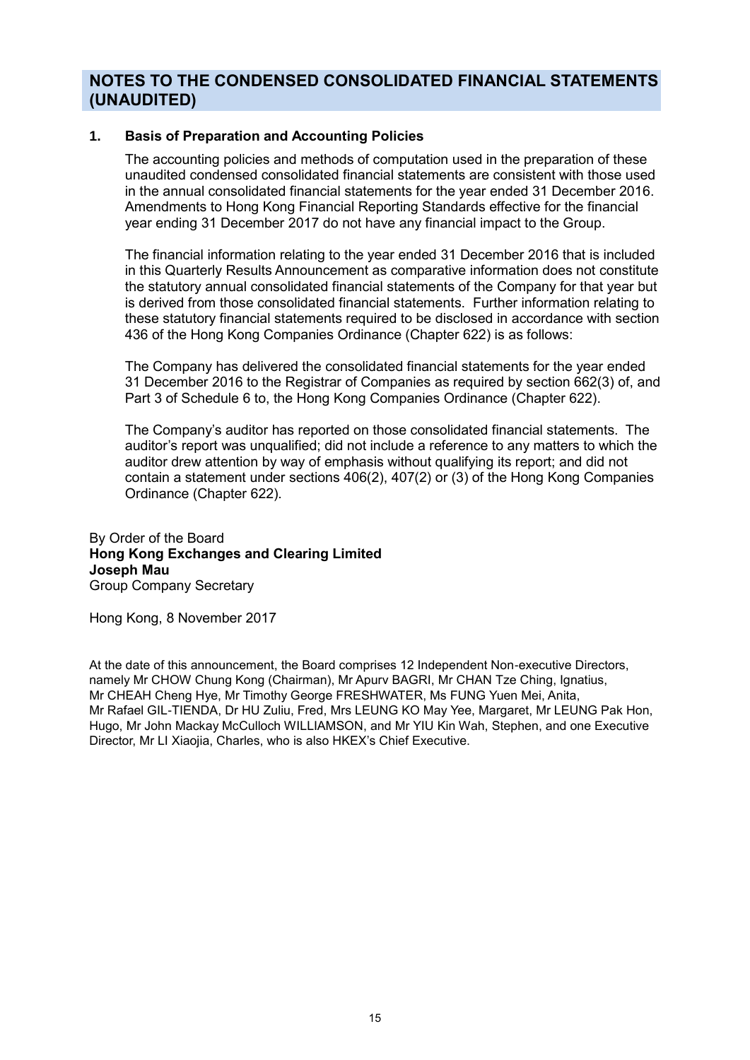## NOTES TO THE CONDENSED CONSOLIDATED FINANCIAL STATEMENTS (UNAUDITED)

### 1. Basis of Preparation and Accounting Policies

The accounting policies and methods of computation used in the preparation of these unaudited condensed consolidated financial statements are consistent with those used in the annual consolidated financial statements for the year ended 31 December 2016. Amendments to Hong Kong Financial Reporting Standards effective for the financial year ending 31 December 2017 do not have any financial impact to the Group.

The financial information relating to the year ended 31 December 2016 that is included in this Quarterly Results Announcement as comparative information does not constitute the statutory annual consolidated financial statements of the Company for that year but is derived from those consolidated financial statements. Further information relating to these statutory financial statements required to be disclosed in accordance with section 436 of the Hong Kong Companies Ordinance (Chapter 622) is as follows:

The Company has delivered the consolidated financial statements for the year ended 31 December 2016 to the Registrar of Companies as required by section 662(3) of, and Part 3 of Schedule 6 to, the Hong Kong Companies Ordinance (Chapter 622).

The Company's auditor has reported on those consolidated financial statements. The auditor's report was unqualified; did not include a reference to any matters to which the auditor drew attention by way of emphasis without qualifying its report; and did not contain a statement under sections 406(2), 407(2) or (3) of the Hong Kong Companies Ordinance (Chapter 622).

By Order of the Board
**Hong Kong Exchanges and Clearing Limited**
**Joseph Mau**
Group Company Secretary

Hong Kong, 8 November 2017

At the date of this announcement, the Board comprises 12 Independent Non-executive Directors, namely Mr CHOW Chung Kong (Chairman), Mr Apurv BAGRI, Mr CHAN Tze Ching, Ignatius, Mr CHEAH Cheng Hye, Mr Timothy George FRESHWATER, Ms FUNG Yuen Mei, Anita, Mr Rafael GIL-TIENDA, Dr HU Zuliu, Fred, Mrs LEUNG KO May Yee, Margaret, Mr LEUNG Pak Hon, Hugo, Mr John Mackay McCulloch WILLIAMSON, and Mr YIU Kin Wah, Stephen, and one Executive Director, Mr LI Xiaojia, Charles, who is also HKEX's Chief Executive.